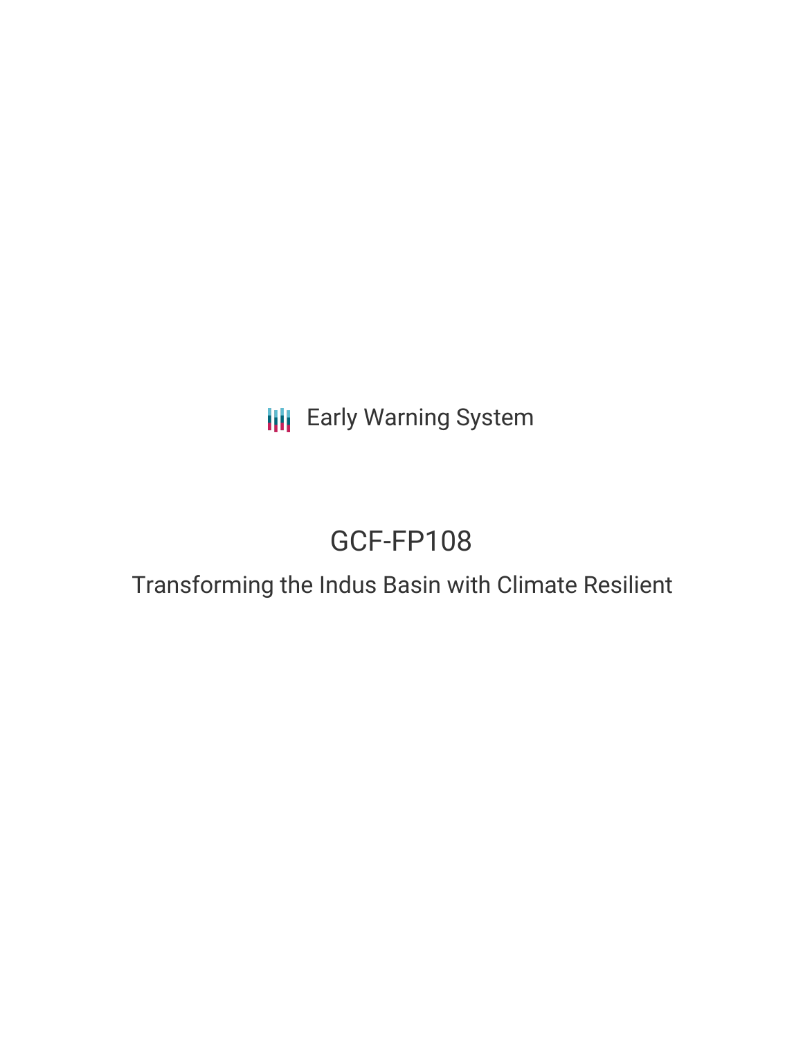Early Warning System

# GCF-FP108

## Transforming the Indus Basin with Climate Resilient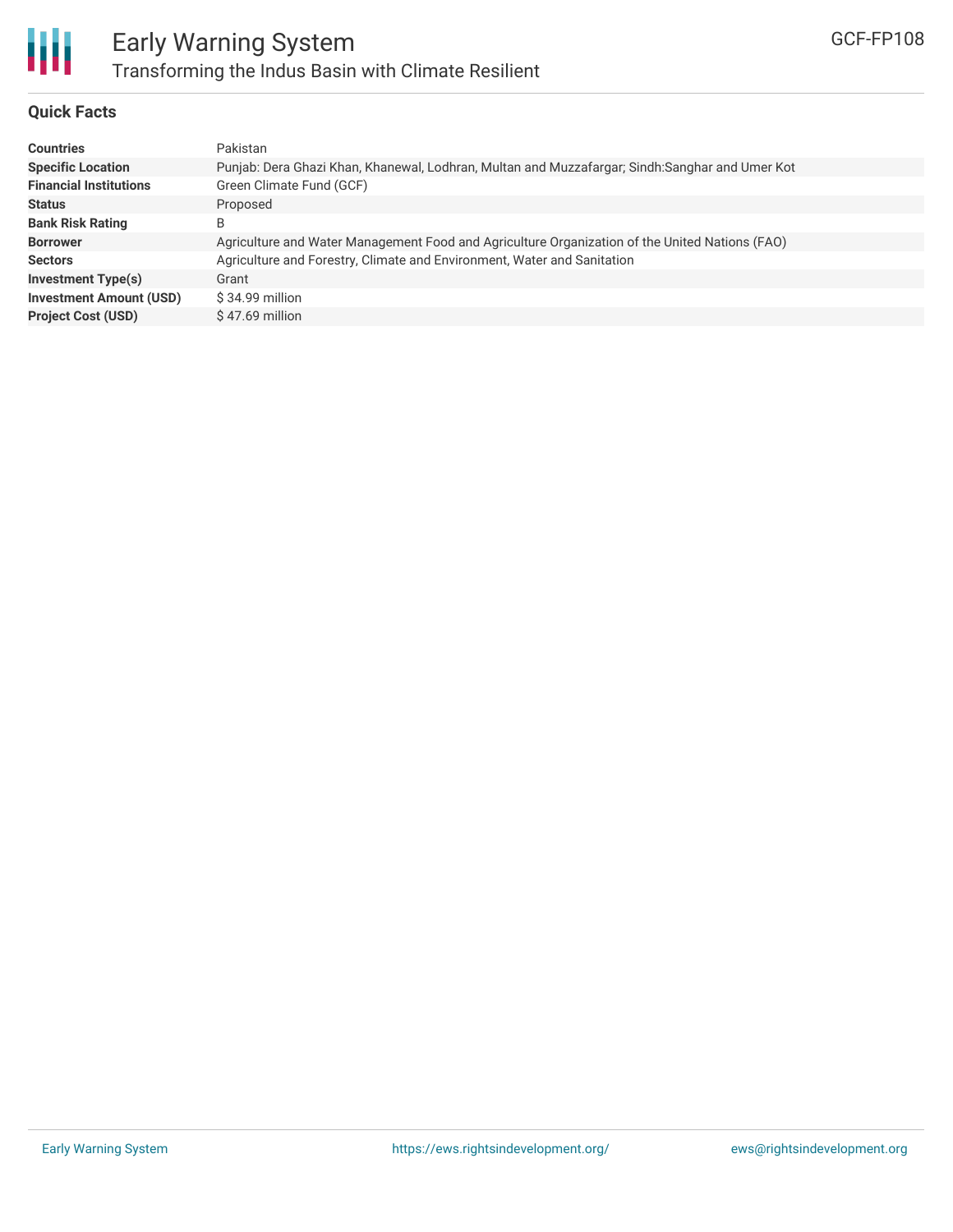# Early Warning System

## Transforming the Indus Basin with Climate Resilient

GCF-FP108

### Quick Facts

| | |
|---|---|
| **Countries** | Pakistan |
| **Specific Location** | Punjab: Dera Ghazi Khan, Khanewal, Lodhran, Multan and Muzzafargar; Sindh:Sanghar and Umer Kot |
| **Financial Institutions** | Green Climate Fund (GCF) |
| **Status** | Proposed |
| **Bank Risk Rating** | B |
| **Borrower** | Agriculture and Water Management Food and Agriculture Organization of the United Nations (FAO) |
| **Sectors** | Agriculture and Forestry, Climate and Environment, Water and Sanitation |
| **Investment Type(s)** | Grant |
| **Investment Amount (USD)** | $ 34.99 million |
| **Project Cost (USD)** | $ 47.69 million |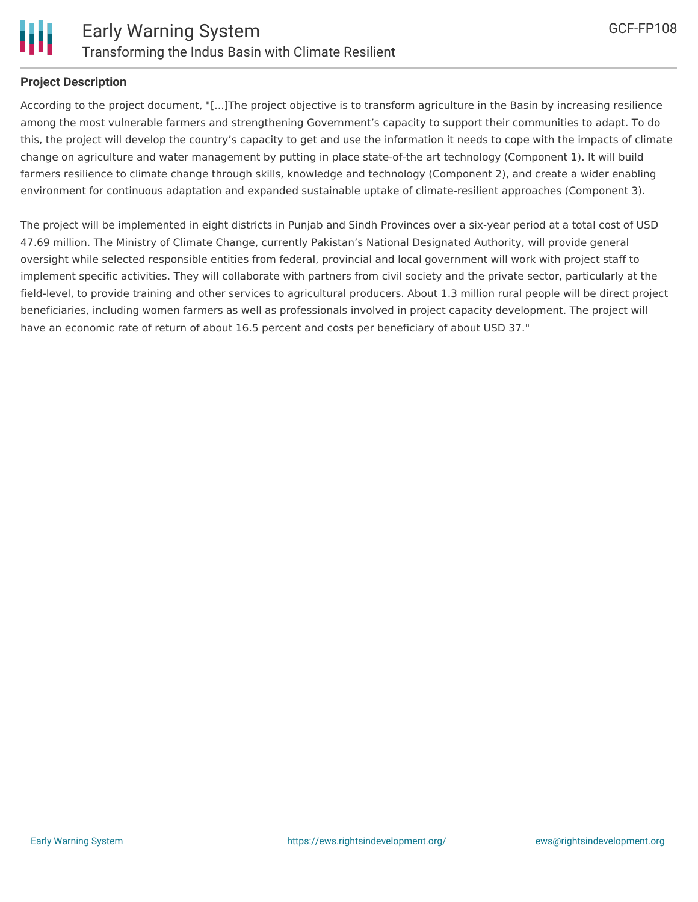**Project Description**

According to the project document, "[...]The project objective is to transform agriculture in the Basin by increasing resilience among the most vulnerable farmers and strengthening Government's capacity to support their communities to adapt. To do this, the project will develop the country's capacity to get and use the information it needs to cope with the impacts of climate change on agriculture and water management by putting in place state-of-the art technology (Component 1). It will build farmers resilience to climate change through skills, knowledge and technology (Component 2), and create a wider enabling environment for continuous adaptation and expanded sustainable uptake of climate-resilient approaches (Component 3).

The project will be implemented in eight districts in Punjab and Sindh Provinces over a six-year period at a total cost of USD 47.69 million. The Ministry of Climate Change, currently Pakistan's National Designated Authority, will provide general oversight while selected responsible entities from federal, provincial and local government will work with project staff to implement specific activities. They will collaborate with partners from civil society and the private sector, particularly at the field-level, to provide training and other services to agricultural producers. About 1.3 million rural people will be direct project beneficiaries, including women farmers as well as professionals involved in project capacity development. The project will have an economic rate of return of about 16.5 percent and costs per beneficiary of about USD 37."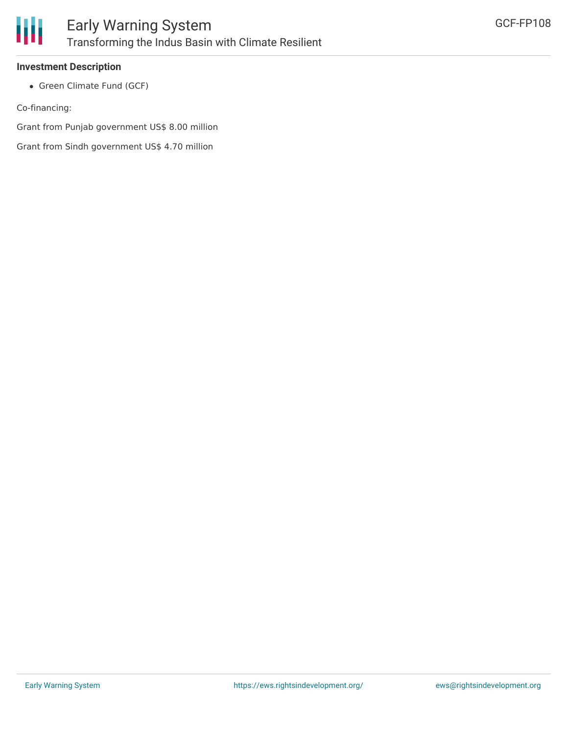**Investment Description**

- Green Climate Fund (GCF)

Co-financing:

Grant from Punjab government US$ 8.00 million

Grant from Sindh government US$ 4.70 million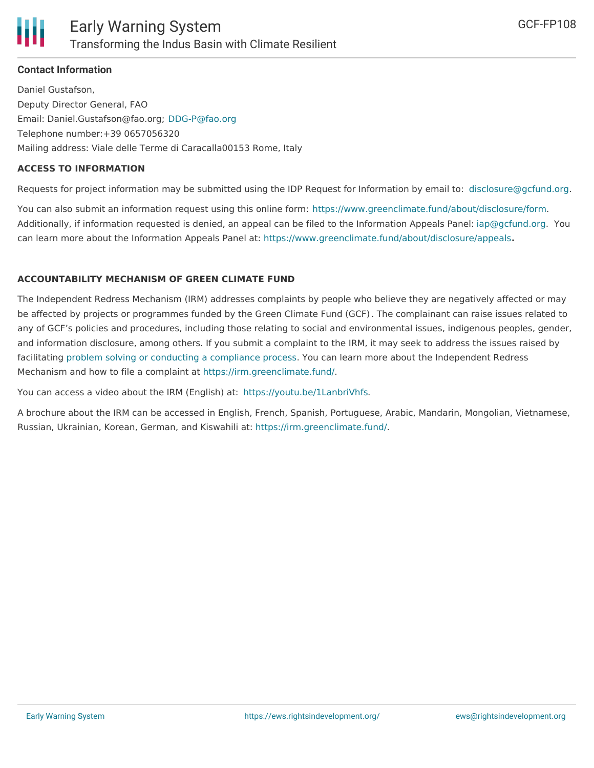**Contact Information**

Daniel Gustafson,
Deputy Director General, FAO
Email: Daniel.Gustafson@fao.org; DDG-P@fao.org
Telephone number:+39 0657056320
Mailing address: Viale delle Terme di Caracalla00153 Rome, Italy

**ACCESS TO INFORMATION**

Requests for project information may be submitted using the IDP Request for Information by email to: disclosure@gcfund.org.

You can also submit an information request using this online form: https://www.greenclimate.fund/about/disclosure/form. Additionally, if information requested is denied, an appeal can be filed to the Information Appeals Panel: iap@gcfund.org. You can learn more about the Information Appeals Panel at: https://www.greenclimate.fund/about/disclosure/appeals**.**

**ACCOUNTABILITY MECHANISM OF GREEN CLIMATE FUND**

The Independent Redress Mechanism (IRM) addresses complaints by people who believe they are negatively affected or may be affected by projects or programmes funded by the Green Climate Fund (GCF). The complainant can raise issues related to any of GCF's policies and procedures, including those relating to social and environmental issues, indigenous peoples, gender, and information disclosure, among others. If you submit a complaint to the IRM, it may seek to address the issues raised by facilitating problem solving or conducting a compliance process. You can learn more about the Independent Redress Mechanism and how to file a complaint at https://irm.greenclimate.fund/.

You can access a video about the IRM (English) at: https://youtu.be/1LanbriVhfs.

A brochure about the IRM can be accessed in English, French, Spanish, Portuguese, Arabic, Mandarin, Mongolian, Vietnamese, Russian, Ukrainian, Korean, German, and Kiswahili at: https://irm.greenclimate.fund/.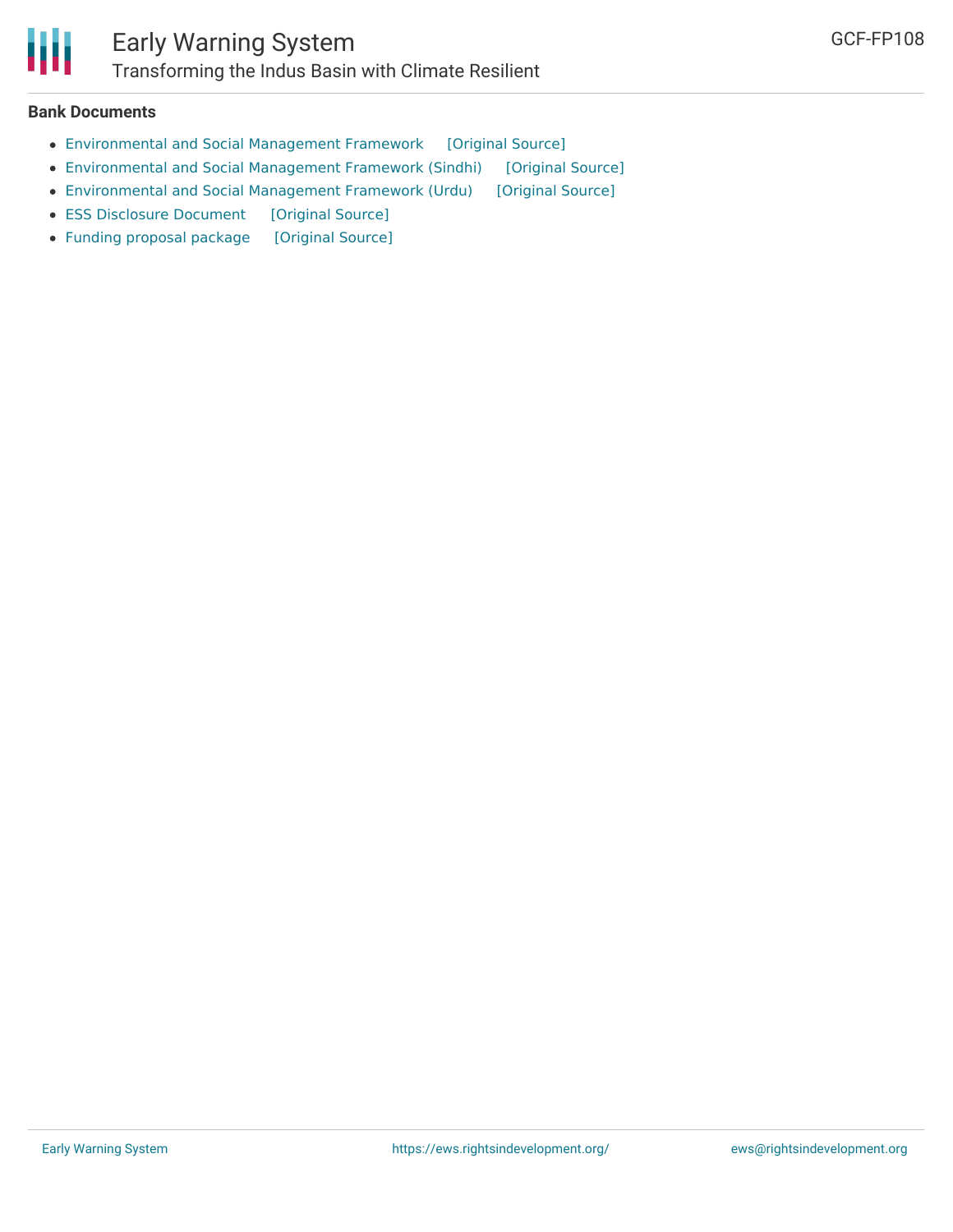**Bank Documents**

- Environmental and Social Management Framework [Original Source]
- Environmental and Social Management Framework (Sindhi) [Original Source]
- Environmental and Social Management Framework (Urdu) [Original Source]
- ESS Disclosure Document [Original Source]
- Funding proposal package [Original Source]